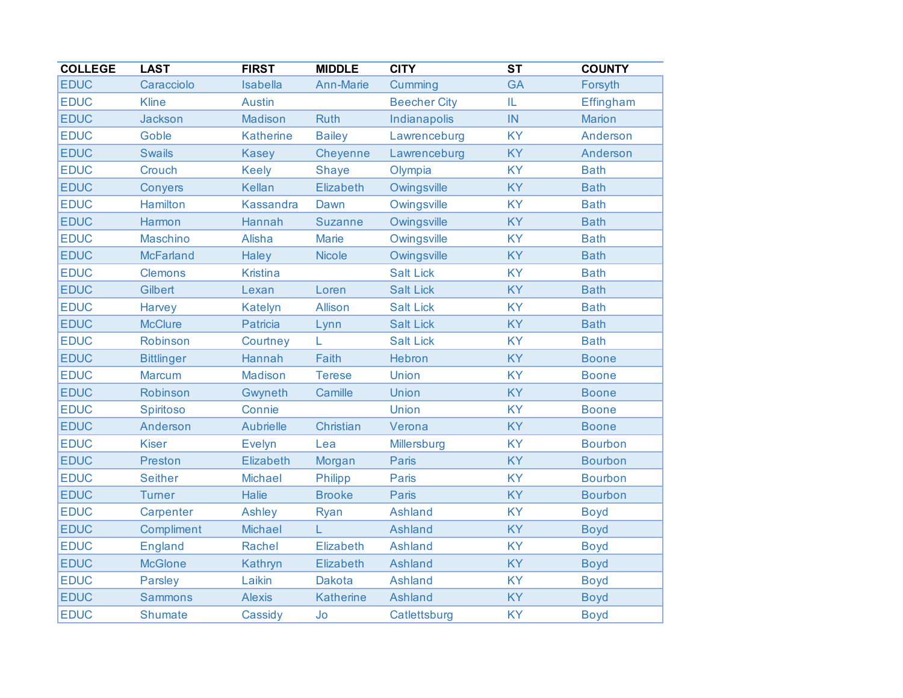| COLLEGE | LAST | FIRST | MIDDLE | CITY | ST | COUNTY |
|---|---|---|---|---|---|---|
| EDUC | Caracciolo | Isabella | Ann-Marie | Cumming | GA | Forsyth |
| EDUC | Kline | Austin | | Beecher City | IL | Effingham |
| EDUC | Jackson | Madison | Ruth | Indianapolis | IN | Marion |
| EDUC | Goble | Katherine | Bailey | Lawrenceburg | KY | Anderson |
| EDUC | Swails | Kasey | Cheyenne | Lawrenceburg | KY | Anderson |
| EDUC | Crouch | Keely | Shaye | Olympia | KY | Bath |
| EDUC | Conyers | Kellan | Elizabeth | Owingsville | KY | Bath |
| EDUC | Hamilton | Kassandra | Dawn | Owingsville | KY | Bath |
| EDUC | Harmon | Hannah | Suzanne | Owingsville | KY | Bath |
| EDUC | Maschino | Alisha | Marie | Owingsville | KY | Bath |
| EDUC | McFarland | Haley | Nicole | Owingsville | KY | Bath |
| EDUC | Clemons | Kristina | | Salt Lick | KY | Bath |
| EDUC | Gilbert | Lexan | Loren | Salt Lick | KY | Bath |
| EDUC | Harvey | Katelyn | Allison | Salt Lick | KY | Bath |
| EDUC | McClure | Patricia | Lynn | Salt Lick | KY | Bath |
| EDUC | Robinson | Courtney | L | Salt Lick | KY | Bath |
| EDUC | Bittlinger | Hannah | Faith | Hebron | KY | Boone |
| EDUC | Marcum | Madison | Terese | Union | KY | Boone |
| EDUC | Robinson | Gwyneth | Camille | Union | KY | Boone |
| EDUC | Spiritoso | Connie | | Union | KY | Boone |
| EDUC | Anderson | Aubrielle | Christian | Verona | KY | Boone |
| EDUC | Kiser | Evelyn | Lea | Millersburg | KY | Bourbon |
| EDUC | Preston | Elizabeth | Morgan | Paris | KY | Bourbon |
| EDUC | Seither | Michael | Philipp | Paris | KY | Bourbon |
| EDUC | Turner | Halie | Brooke | Paris | KY | Bourbon |
| EDUC | Carpenter | Ashley | Ryan | Ashland | KY | Boyd |
| EDUC | Compliment | Michael | L | Ashland | KY | Boyd |
| EDUC | England | Rachel | Elizabeth | Ashland | KY | Boyd |
| EDUC | McGlone | Kathryn | Elizabeth | Ashland | KY | Boyd |
| EDUC | Parsley | Laikin | Dakota | Ashland | KY | Boyd |
| EDUC | Sammons | Alexis | Katherine | Ashland | KY | Boyd |
| EDUC | Shumate | Cassidy | Jo | Catlettsburg | KY | Boyd |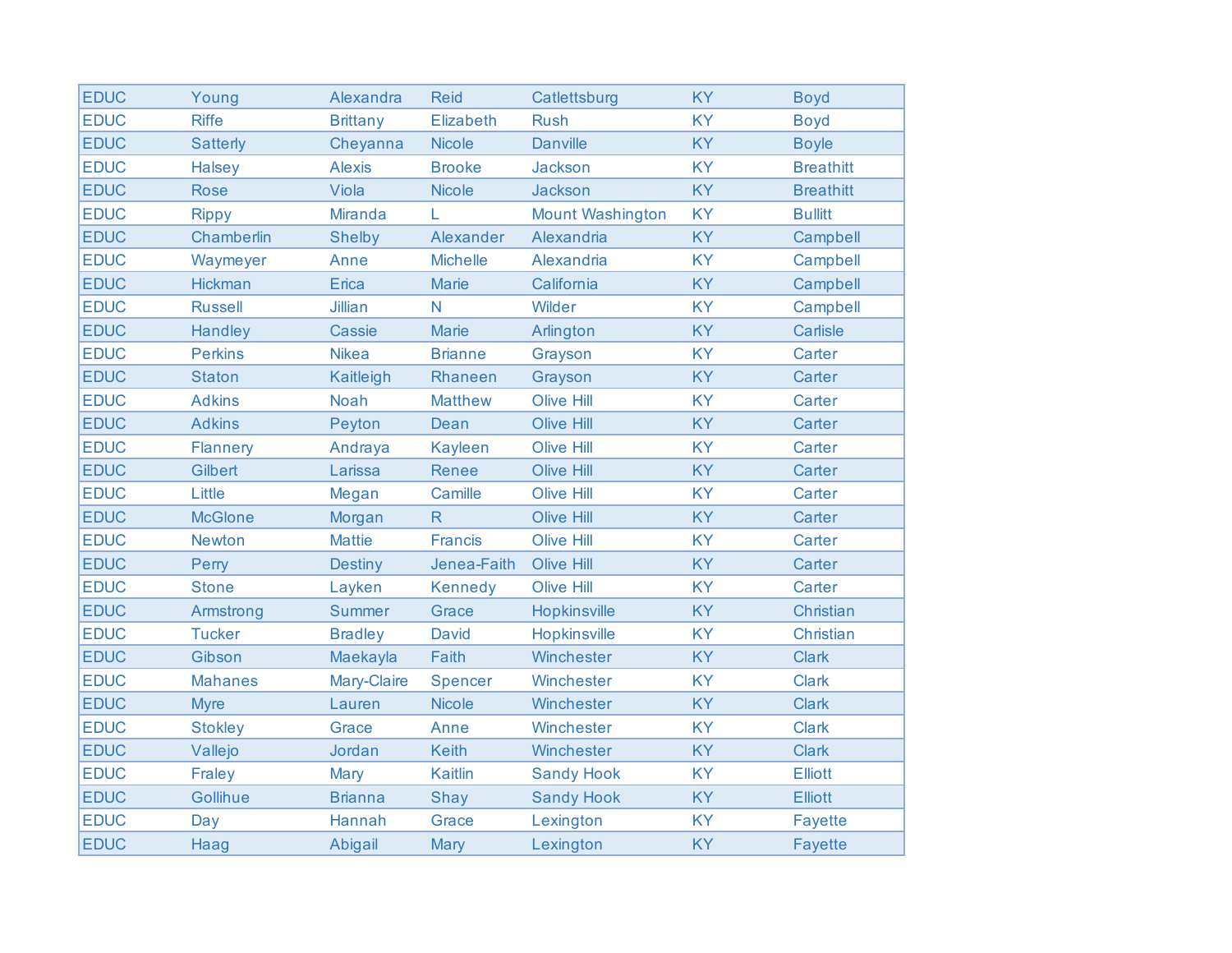| | | | | | | |
|---|---|---|---|---|---|---|
| EDUC | Young | Alexandra | Reid | Catlettsburg | KY | Boyd |
| EDUC | Riffe | Brittany | Elizabeth | Rush | KY | Boyd |
| EDUC | Satterly | Cheyanna | Nicole | Danville | KY | Boyle |
| EDUC | Halsey | Alexis | Brooke | Jackson | KY | Breathitt |
| EDUC | Rose | Viola | Nicole | Jackson | KY | Breathitt |
| EDUC | Rippy | Miranda | L | Mount Washington | KY | Bullitt |
| EDUC | Chamberlin | Shelby | Alexander | Alexandria | KY | Campbell |
| EDUC | Waymeyer | Anne | Michelle | Alexandria | KY | Campbell |
| EDUC | Hickman | Erica | Marie | California | KY | Campbell |
| EDUC | Russell | Jillian | N | Wilder | KY | Campbell |
| EDUC | Handley | Cassie | Marie | Arlington | KY | Carlisle |
| EDUC | Perkins | Nikea | Brianne | Grayson | KY | Carter |
| EDUC | Staton | Kaitleigh | Rhaneen | Grayson | KY | Carter |
| EDUC | Adkins | Noah | Matthew | Olive Hill | KY | Carter |
| EDUC | Adkins | Peyton | Dean | Olive Hill | KY | Carter |
| EDUC | Flannery | Andraya | Kayleen | Olive Hill | KY | Carter |
| EDUC | Gilbert | Larissa | Renee | Olive Hill | KY | Carter |
| EDUC | Little | Megan | Camille | Olive Hill | KY | Carter |
| EDUC | McGlone | Morgan | R | Olive Hill | KY | Carter |
| EDUC | Newton | Mattie | Francis | Olive Hill | KY | Carter |
| EDUC | Perry | Destiny | Jenea-Faith | Olive Hill | KY | Carter |
| EDUC | Stone | Layken | Kennedy | Olive Hill | KY | Carter |
| EDUC | Armstrong | Summer | Grace | Hopkinsville | KY | Christian |
| EDUC | Tucker | Bradley | David | Hopkinsville | KY | Christian |
| EDUC | Gibson | Maekayla | Faith | Winchester | KY | Clark |
| EDUC | Mahanes | Mary-Claire | Spencer | Winchester | KY | Clark |
| EDUC | Myre | Lauren | Nicole | Winchester | KY | Clark |
| EDUC | Stokley | Grace | Anne | Winchester | KY | Clark |
| EDUC | Vallejo | Jordan | Keith | Winchester | KY | Clark |
| EDUC | Fraley | Mary | Kaitlin | Sandy Hook | KY | Elliott |
| EDUC | Gollihue | Brianna | Shay | Sandy Hook | KY | Elliott |
| EDUC | Day | Hannah | Grace | Lexington | KY | Fayette |
| EDUC | Haag | Abigail | Mary | Lexington | KY | Fayette |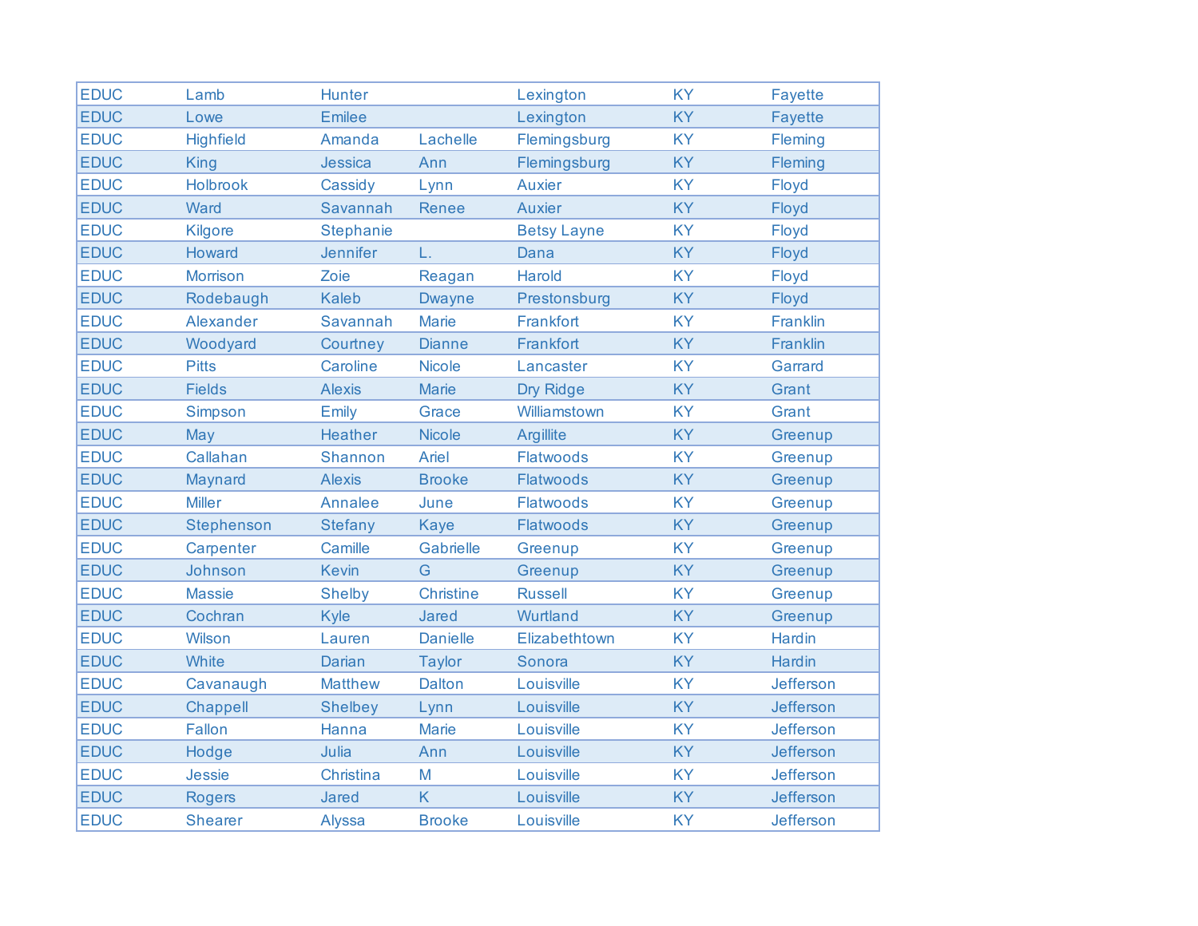| | | | | | | |
|---|---|---|---|---|---|---|
| EDUC | Lamb | Hunter | | Lexington | KY | Fayette |
| EDUC | Lowe | Emilee | | Lexington | KY | Fayette |
| EDUC | Highfield | Amanda | Lachelle | Flemingsburg | KY | Fleming |
| EDUC | King | Jessica | Ann | Flemingsburg | KY | Fleming |
| EDUC | Holbrook | Cassidy | Lynn | Auxier | KY | Floyd |
| EDUC | Ward | Savannah | Renee | Auxier | KY | Floyd |
| EDUC | Kilgore | Stephanie | | Betsy Layne | KY | Floyd |
| EDUC | Howard | Jennifer | L. | Dana | KY | Floyd |
| EDUC | Morrison | Zoie | Reagan | Harold | KY | Floyd |
| EDUC | Rodebaugh | Kaleb | Dwayne | Prestonsburg | KY | Floyd |
| EDUC | Alexander | Savannah | Marie | Frankfort | KY | Franklin |
| EDUC | Woodyard | Courtney | Dianne | Frankfort | KY | Franklin |
| EDUC | Pitts | Caroline | Nicole | Lancaster | KY | Garrard |
| EDUC | Fields | Alexis | Marie | Dry Ridge | KY | Grant |
| EDUC | Simpson | Emily | Grace | Williamstown | KY | Grant |
| EDUC | May | Heather | Nicole | Argillite | KY | Greenup |
| EDUC | Callahan | Shannon | Ariel | Flatwoods | KY | Greenup |
| EDUC | Maynard | Alexis | Brooke | Flatwoods | KY | Greenup |
| EDUC | Miller | Annalee | June | Flatwoods | KY | Greenup |
| EDUC | Stephenson | Stefany | Kaye | Flatwoods | KY | Greenup |
| EDUC | Carpenter | Camille | Gabrielle | Greenup | KY | Greenup |
| EDUC | Johnson | Kevin | G | Greenup | KY | Greenup |
| EDUC | Massie | Shelby | Christine | Russell | KY | Greenup |
| EDUC | Cochran | Kyle | Jared | Wurtland | KY | Greenup |
| EDUC | Wilson | Lauren | Danielle | Elizabethtown | KY | Hardin |
| EDUC | White | Darian | Taylor | Sonora | KY | Hardin |
| EDUC | Cavanaugh | Matthew | Dalton | Louisville | KY | Jefferson |
| EDUC | Chappell | Shelbey | Lynn | Louisville | KY | Jefferson |
| EDUC | Fallon | Hanna | Marie | Louisville | KY | Jefferson |
| EDUC | Hodge | Julia | Ann | Louisville | KY | Jefferson |
| EDUC | Jessie | Christina | M | Louisville | KY | Jefferson |
| EDUC | Rogers | Jared | K | Louisville | KY | Jefferson |
| EDUC | Shearer | Alyssa | Brooke | Louisville | KY | Jefferson |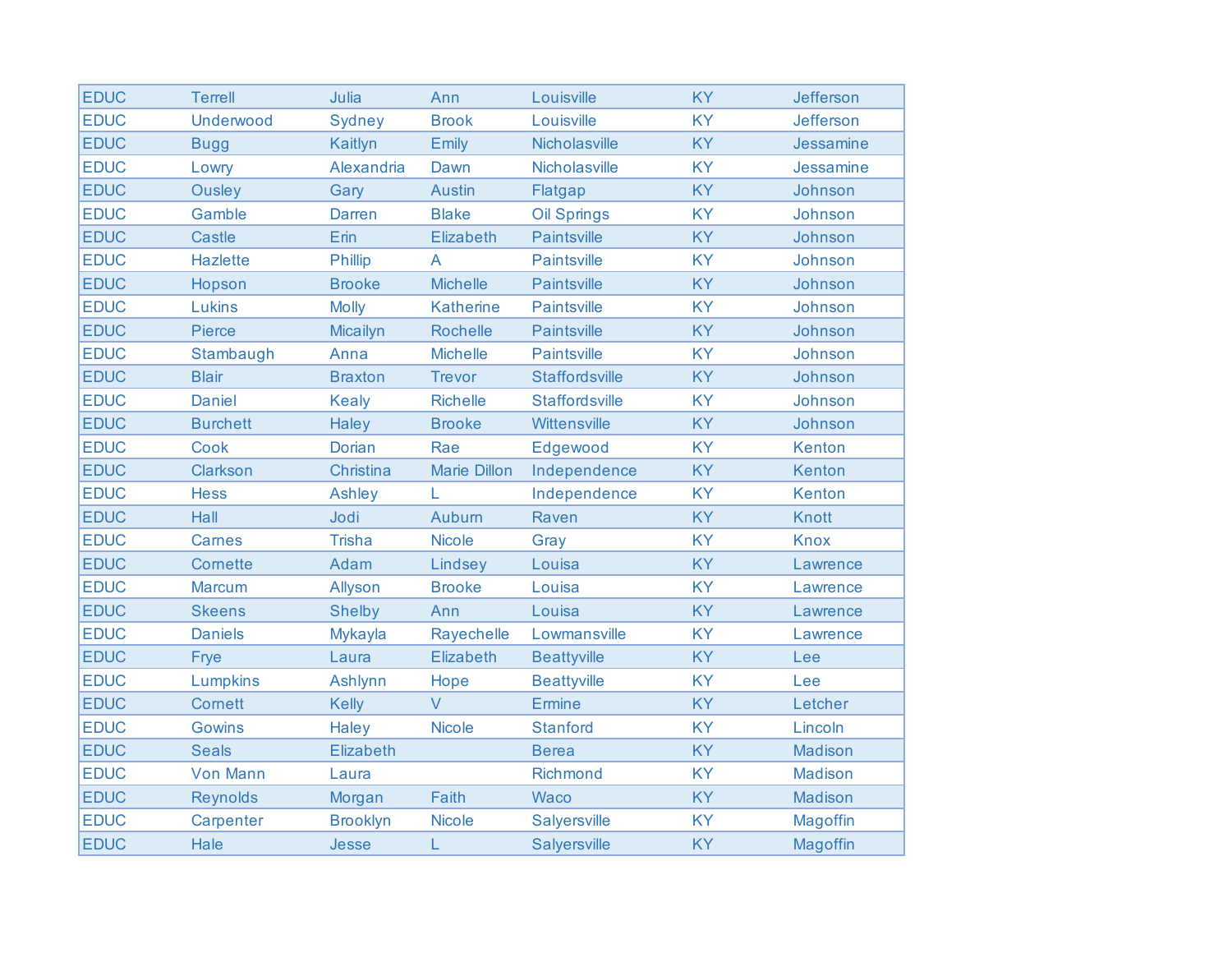| | | | | | | |
|---|---|---|---|---|---|---|
| EDUC | Terrell | Julia | Ann | Louisville | KY | Jefferson |
| EDUC | Underwood | Sydney | Brook | Louisville | KY | Jefferson |
| EDUC | Bugg | Kaitlyn | Emily | Nicholasville | KY | Jessamine |
| EDUC | Lowry | Alexandria | Dawn | Nicholasville | KY | Jessamine |
| EDUC | Ousley | Gary | Austin | Flatgap | KY | Johnson |
| EDUC | Gamble | Darren | Blake | Oil Springs | KY | Johnson |
| EDUC | Castle | Erin | Elizabeth | Paintsville | KY | Johnson |
| EDUC | Hazlette | Phillip | A | Paintsville | KY | Johnson |
| EDUC | Hopson | Brooke | Michelle | Paintsville | KY | Johnson |
| EDUC | Lukins | Molly | Katherine | Paintsville | KY | Johnson |
| EDUC | Pierce | Micailyn | Rochelle | Paintsville | KY | Johnson |
| EDUC | Stambaugh | Anna | Michelle | Paintsville | KY | Johnson |
| EDUC | Blair | Braxton | Trevor | Staffordsville | KY | Johnson |
| EDUC | Daniel | Kealy | Richelle | Staffordsville | KY | Johnson |
| EDUC | Burchett | Haley | Brooke | Wittensville | KY | Johnson |
| EDUC | Cook | Dorian | Rae | Edgewood | KY | Kenton |
| EDUC | Clarkson | Christina | Marie Dillon | Independence | KY | Kenton |
| EDUC | Hess | Ashley | L | Independence | KY | Kenton |
| EDUC | Hall | Jodi | Auburn | Raven | KY | Knott |
| EDUC | Carnes | Trisha | Nicole | Gray | KY | Knox |
| EDUC | Cornette | Adam | Lindsey | Louisa | KY | Lawrence |
| EDUC | Marcum | Allyson | Brooke | Louisa | KY | Lawrence |
| EDUC | Skeens | Shelby | Ann | Louisa | KY | Lawrence |
| EDUC | Daniels | Mykayla | Rayechelle | Lowmansville | KY | Lawrence |
| EDUC | Frye | Laura | Elizabeth | Beattyville | KY | Lee |
| EDUC | Lumpkins | Ashlynn | Hope | Beattyville | KY | Lee |
| EDUC | Cornett | Kelly | V | Ermine | KY | Letcher |
| EDUC | Gowins | Haley | Nicole | Stanford | KY | Lincoln |
| EDUC | Seals | Elizabeth | | Berea | KY | Madison |
| EDUC | Von Mann | Laura | | Richmond | KY | Madison |
| EDUC | Reynolds | Morgan | Faith | Waco | KY | Madison |
| EDUC | Carpenter | Brooklyn | Nicole | Salyersville | KY | Magoffin |
| EDUC | Hale | Jesse | L | Salyersville | KY | Magoffin |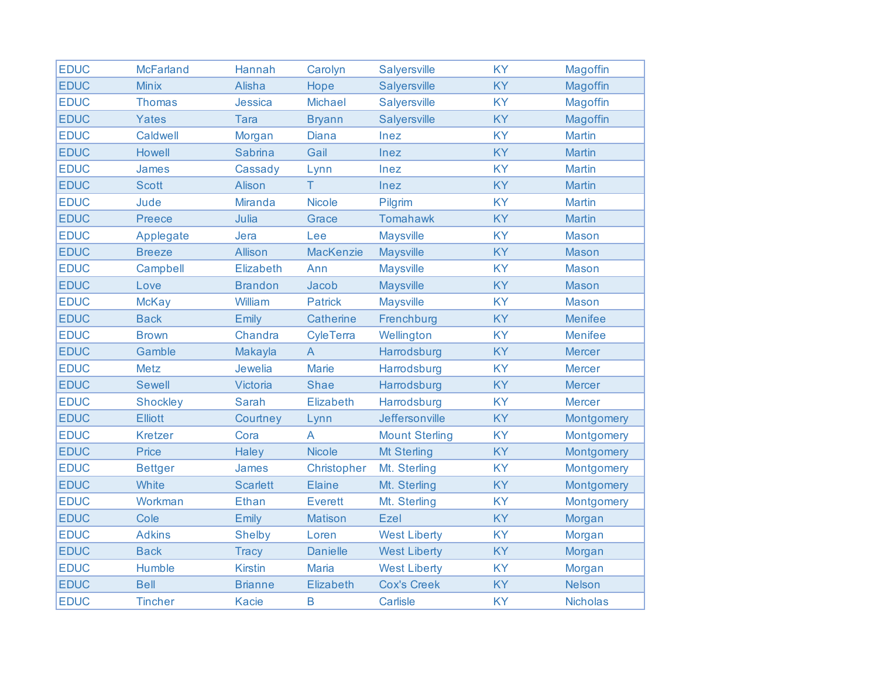| EDUC | McFarland | Hannah | Carolyn | Salyersville | KY | Magoffin |
|---|---|---|---|---|---|---|
| EDUC | Minix | Alisha | Hope | Salyersville | KY | Magoffin |
| EDUC | Thomas | Jessica | Michael | Salyersville | KY | Magoffin |
| EDUC | Yates | Tara | Bryann | Salyersville | KY | Magoffin |
| EDUC | Caldwell | Morgan | Diana | Inez | KY | Martin |
| EDUC | Howell | Sabrina | Gail | Inez | KY | Martin |
| EDUC | James | Cassady | Lynn | Inez | KY | Martin |
| EDUC | Scott | Alison | T | Inez | KY | Martin |
| EDUC | Jude | Miranda | Nicole | Pilgrim | KY | Martin |
| EDUC | Preece | Julia | Grace | Tomahawk | KY | Martin |
| EDUC | Applegate | Jera | Lee | Maysville | KY | Mason |
| EDUC | Breeze | Allison | MacKenzie | Maysville | KY | Mason |
| EDUC | Campbell | Elizabeth | Ann | Maysville | KY | Mason |
| EDUC | Love | Brandon | Jacob | Maysville | KY | Mason |
| EDUC | McKay | William | Patrick | Maysville | KY | Mason |
| EDUC | Back | Emily | Catherine | Frenchburg | KY | Menifee |
| EDUC | Brown | Chandra | CyleTerra | Wellington | KY | Menifee |
| EDUC | Gamble | Makayla | A | Harrodsburg | KY | Mercer |
| EDUC | Metz | Jewelia | Marie | Harrodsburg | KY | Mercer |
| EDUC | Sewell | Victoria | Shae | Harrodsburg | KY | Mercer |
| EDUC | Shockley | Sarah | Elizabeth | Harrodsburg | KY | Mercer |
| EDUC | Elliott | Courtney | Lynn | Jeffersonville | KY | Montgomery |
| EDUC | Kretzer | Cora | A | Mount Sterling | KY | Montgomery |
| EDUC | Price | Haley | Nicole | Mt Sterling | KY | Montgomery |
| EDUC | Bettger | James | Christopher | Mt. Sterling | KY | Montgomery |
| EDUC | White | Scarlett | Elaine | Mt. Sterling | KY | Montgomery |
| EDUC | Workman | Ethan | Everett | Mt. Sterling | KY | Montgomery |
| EDUC | Cole | Emily | Matison | Ezel | KY | Morgan |
| EDUC | Adkins | Shelby | Loren | West Liberty | KY | Morgan |
| EDUC | Back | Tracy | Danielle | West Liberty | KY | Morgan |
| EDUC | Humble | Kirstin | Maria | West Liberty | KY | Morgan |
| EDUC | Bell | Brianne | Elizabeth | Cox's Creek | KY | Nelson |
| EDUC | Tincher | Kacie | B | Carlisle | KY | Nicholas |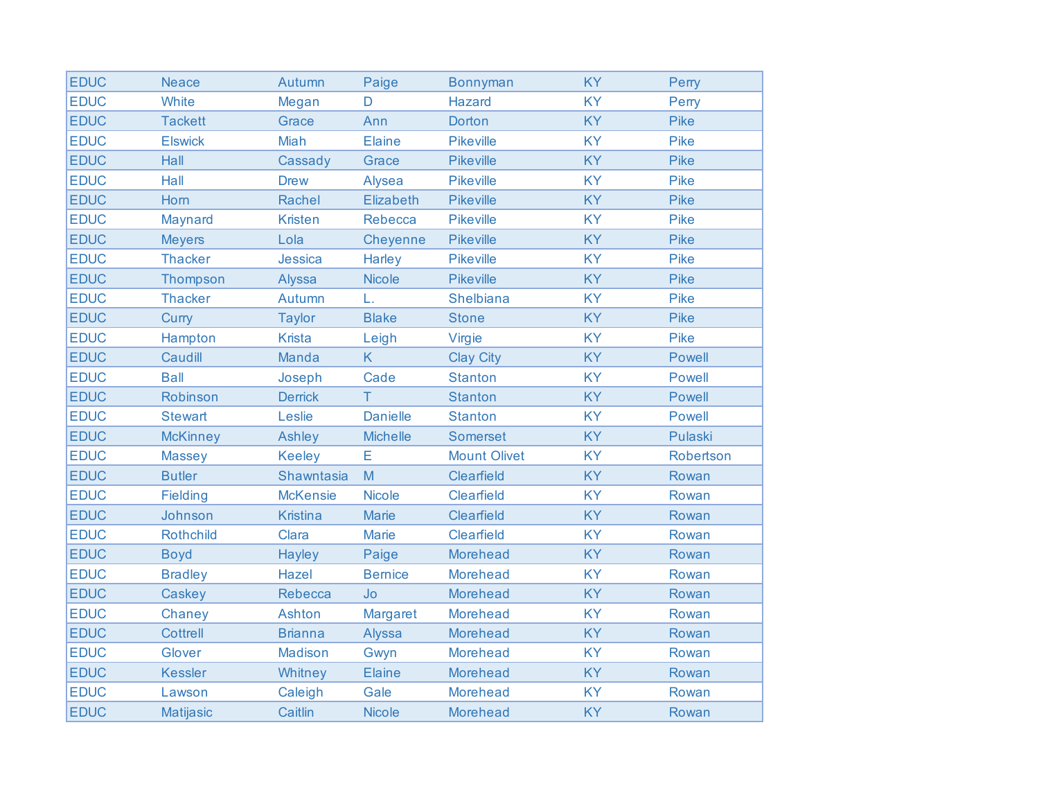| | | | | | | |
|---|---|---|---|---|---|---|
| EDUC | Neace | Autumn | Paige | Bonnyman | KY | Perry |
| EDUC | White | Megan | D | Hazard | KY | Perry |
| EDUC | Tackett | Grace | Ann | Dorton | KY | Pike |
| EDUC | Elswick | Miah | Elaine | Pikeville | KY | Pike |
| EDUC | Hall | Cassady | Grace | Pikeville | KY | Pike |
| EDUC | Hall | Drew | Alysea | Pikeville | KY | Pike |
| EDUC | Horn | Rachel | Elizabeth | Pikeville | KY | Pike |
| EDUC | Maynard | Kristen | Rebecca | Pikeville | KY | Pike |
| EDUC | Meyers | Lola | Cheyenne | Pikeville | KY | Pike |
| EDUC | Thacker | Jessica | Harley | Pikeville | KY | Pike |
| EDUC | Thompson | Alyssa | Nicole | Pikeville | KY | Pike |
| EDUC | Thacker | Autumn | L. | Shelbiana | KY | Pike |
| EDUC | Curry | Taylor | Blake | Stone | KY | Pike |
| EDUC | Hampton | Krista | Leigh | Virgie | KY | Pike |
| EDUC | Caudill | Manda | K | Clay City | KY | Powell |
| EDUC | Ball | Joseph | Cade | Stanton | KY | Powell |
| EDUC | Robinson | Derrick | T | Stanton | KY | Powell |
| EDUC | Stewart | Leslie | Danielle | Stanton | KY | Powell |
| EDUC | McKinney | Ashley | Michelle | Somerset | KY | Pulaski |
| EDUC | Massey | Keeley | E | Mount Olivet | KY | Robertson |
| EDUC | Butler | Shawntasia | M | Clearfield | KY | Rowan |
| EDUC | Fielding | McKensie | Nicole | Clearfield | KY | Rowan |
| EDUC | Johnson | Kristina | Marie | Clearfield | KY | Rowan |
| EDUC | Rothchild | Clara | Marie | Clearfield | KY | Rowan |
| EDUC | Boyd | Hayley | Paige | Morehead | KY | Rowan |
| EDUC | Bradley | Hazel | Bernice | Morehead | KY | Rowan |
| EDUC | Caskey | Rebecca | Jo | Morehead | KY | Rowan |
| EDUC | Chaney | Ashton | Margaret | Morehead | KY | Rowan |
| EDUC | Cottrell | Brianna | Alyssa | Morehead | KY | Rowan |
| EDUC | Glover | Madison | Gwyn | Morehead | KY | Rowan |
| EDUC | Kessler | Whitney | Elaine | Morehead | KY | Rowan |
| EDUC | Lawson | Caleigh | Gale | Morehead | KY | Rowan |
| EDUC | Matijasic | Caitlin | Nicole | Morehead | KY | Rowan |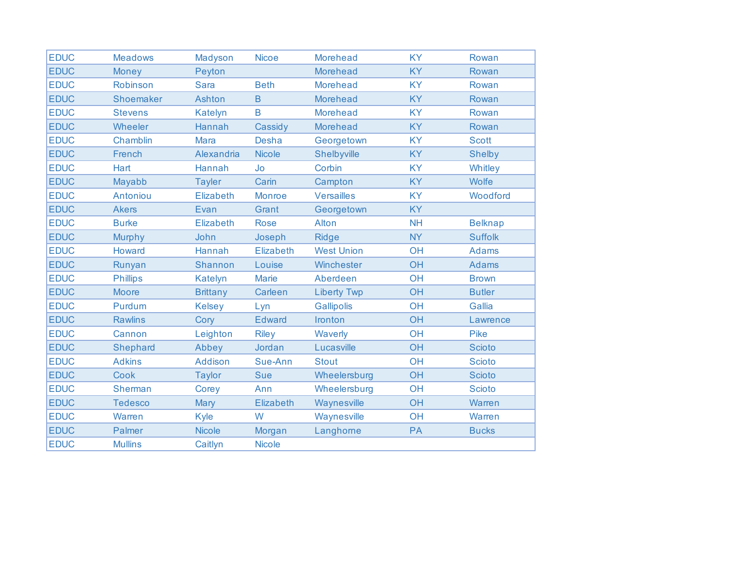| | | | | | | |
|---|---|---|---|---|---|---|
| EDUC | Meadows | Madyson | Nicoe | Morehead | KY | Rowan |
| EDUC | Money | Peyton | | Morehead | KY | Rowan |
| EDUC | Robinson | Sara | Beth | Morehead | KY | Rowan |
| EDUC | Shoemaker | Ashton | B | Morehead | KY | Rowan |
| EDUC | Stevens | Katelyn | B | Morehead | KY | Rowan |
| EDUC | Wheeler | Hannah | Cassidy | Morehead | KY | Rowan |
| EDUC | Chamblin | Mara | Desha | Georgetown | KY | Scott |
| EDUC | French | Alexandria | Nicole | Shelbyville | KY | Shelby |
| EDUC | Hart | Hannah | Jo | Corbin | KY | Whitley |
| EDUC | Mayabb | Tayler | Carin | Campton | KY | Wolfe |
| EDUC | Antoniou | Elizabeth | Monroe | Versailles | KY | Woodford |
| EDUC | Akers | Evan | Grant | Georgetown | KY | |
| EDUC | Burke | Elizabeth | Rose | Alton | NH | Belknap |
| EDUC | Murphy | John | Joseph | Ridge | NY | Suffolk |
| EDUC | Howard | Hannah | Elizabeth | West Union | OH | Adams |
| EDUC | Runyan | Shannon | Louise | Winchester | OH | Adams |
| EDUC | Phillips | Katelyn | Marie | Aberdeen | OH | Brown |
| EDUC | Moore | Brittany | Carleen | Liberty Twp | OH | Butler |
| EDUC | Purdum | Kelsey | Lyn | Gallipolis | OH | Gallia |
| EDUC | Rawlins | Cory | Edward | Ironton | OH | Lawrence |
| EDUC | Cannon | Leighton | Riley | Waverly | OH | Pike |
| EDUC | Shephard | Abbey | Jordan | Lucasville | OH | Scioto |
| EDUC | Adkins | Addison | Sue-Ann | Stout | OH | Scioto |
| EDUC | Cook | Taylor | Sue | Wheelersburg | OH | Scioto |
| EDUC | Sherman | Corey | Ann | Wheelersburg | OH | Scioto |
| EDUC | Tedesco | Mary | Elizabeth | Waynesville | OH | Warren |
| EDUC | Warren | Kyle | W | Waynesville | OH | Warren |
| EDUC | Palmer | Nicole | Morgan | Langhorne | PA | Bucks |
| EDUC | Mullins | Caitlyn | Nicole | | | |